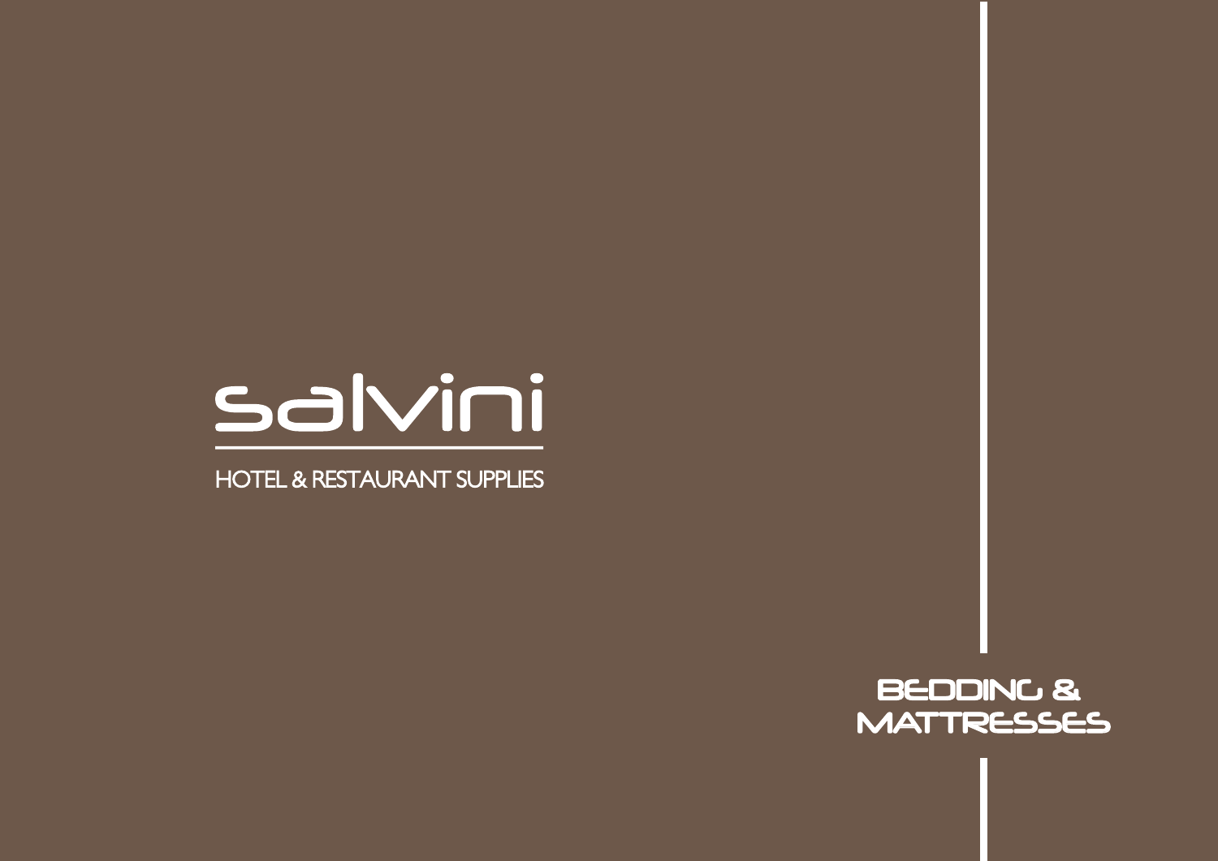# salvini

HOTEL & RESTAURANT SUPPLIES

## BEDDING & MATTRESSES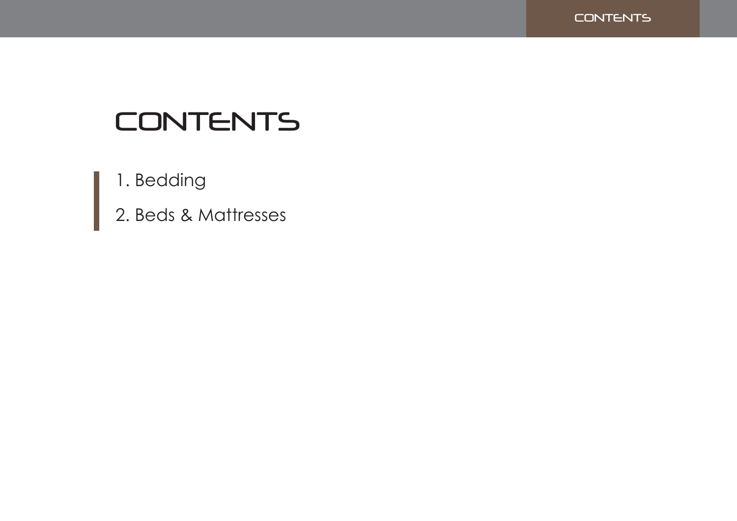# CONTENTS

1. Bedding
2. Beds & Mattresses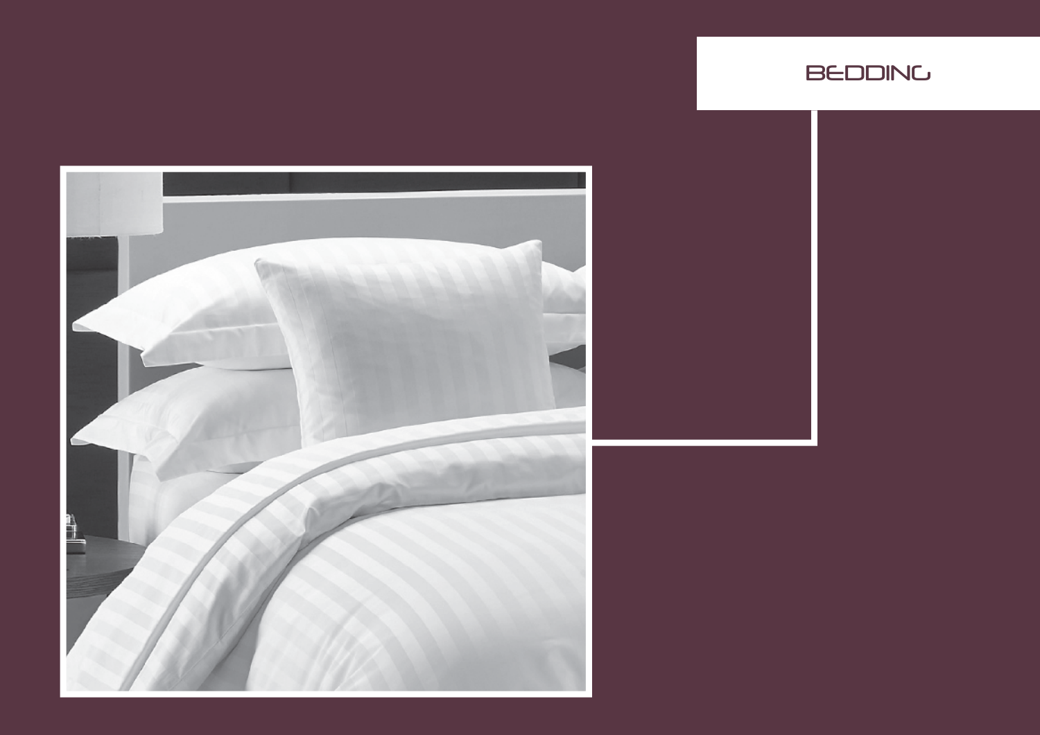# BEDDING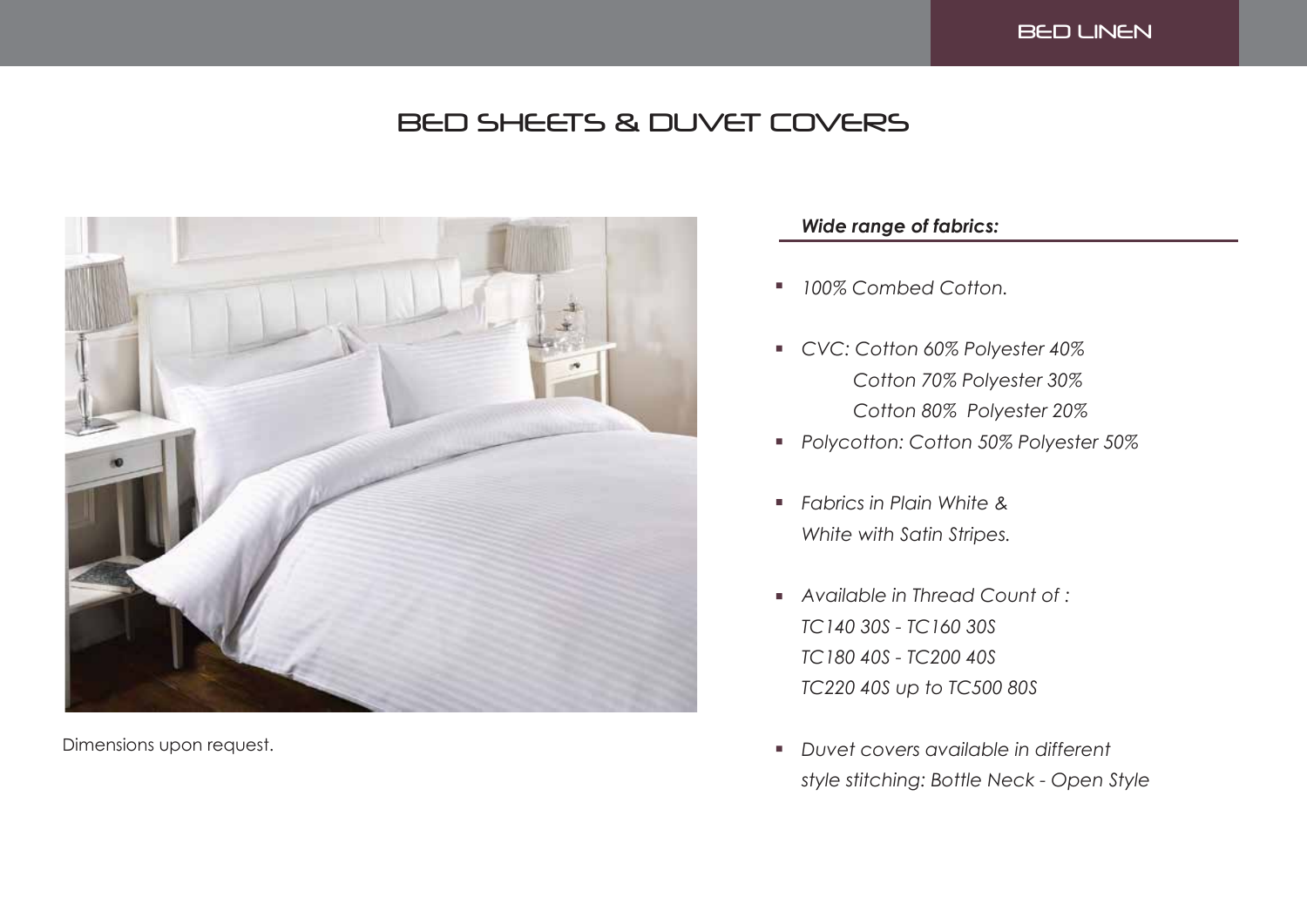# BED SHEETS & DUVET COVERS

Dimensions upon request.

***Wide range of fabrics:***

- *100% Combed Cotton.*
- *CVC: Cotton 60% Polyester 40%*
  *Cotton 70% Polyester 30%*
  *Cotton 80% Polyester 20%*
- *Polycotton: Cotton 50% Polyester 50%*
- *Fabrics in Plain White &*
  *White with Satin Stripes.*
- *Available in Thread Count of :*
  *TC140 30S - TC160 30S*
  *TC180 40S - TC200 40S*
  *TC220 40S up to TC500 80S*
- *Duvet covers available in different*
  *style stitching: Bottle Neck - Open Style*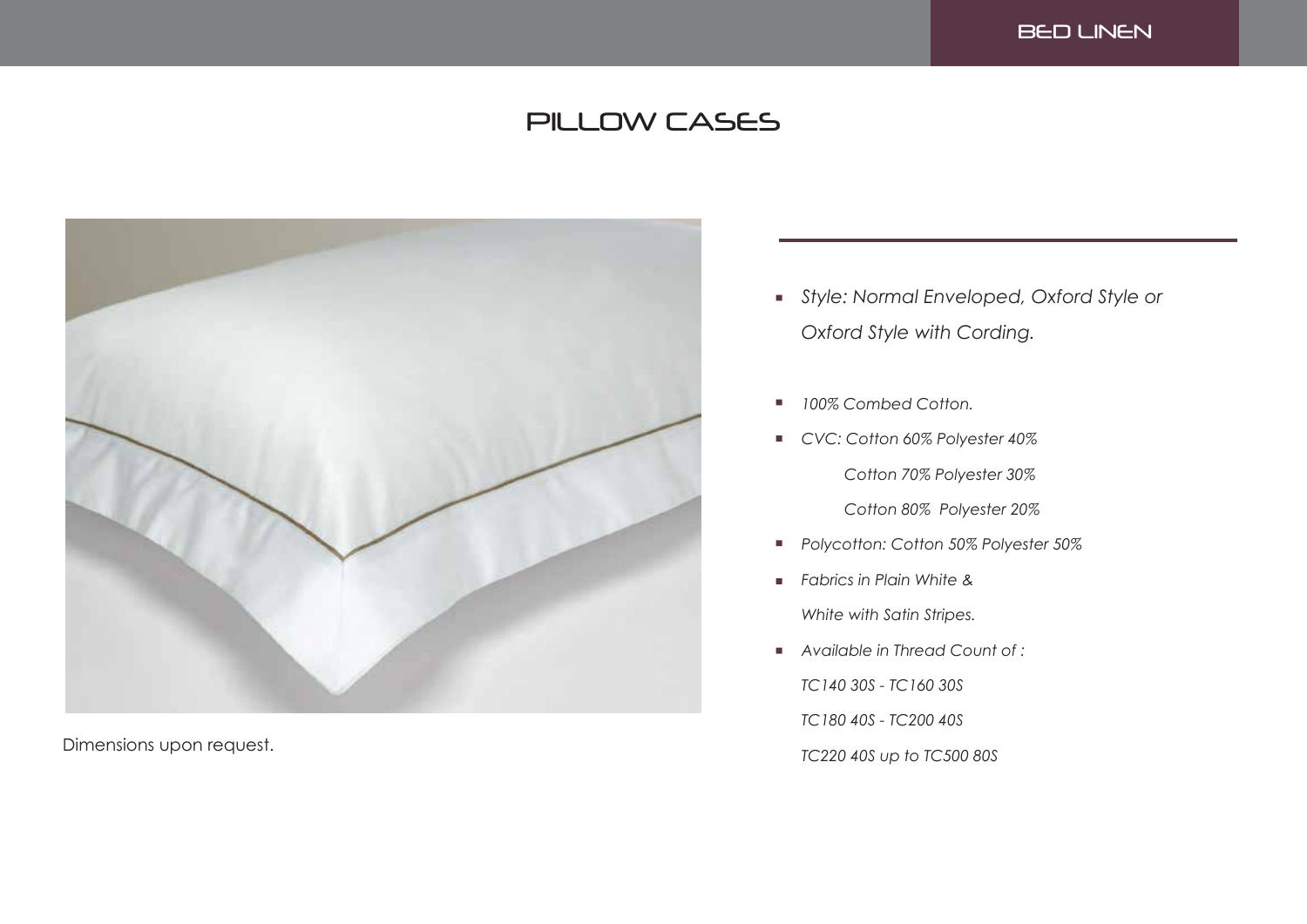# PILLOW CASES

Dimensions upon request.

- *Style: Normal Enveloped, Oxford Style or Oxford Style with Cording.*
- *100% Combed Cotton.*
- *CVC: Cotton 60% Polyester 40%*

  *Cotton 70% Polyester 30%*

  *Cotton 80% Polyester 20%*
- *Polycotton: Cotton 50% Polyester 50%*
- *Fabrics in Plain White &*

  *White with Satin Stripes.*
- *Available in Thread Count of :*

  *TC140 30S - TC160 30S*

  *TC180 40S - TC200 40S*

  *TC220 40S up to TC500 80S*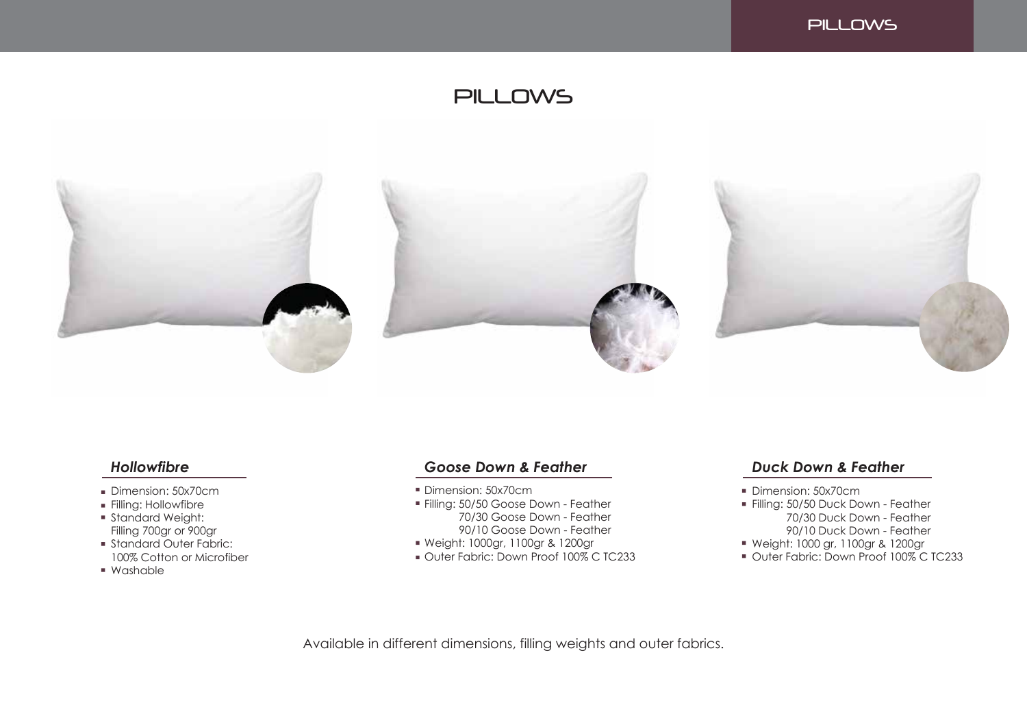# PILLOWS

### *Hollowfibre*

- Dimension: 50x70cm
- Filling: Hollowfibre
- Standard Weight:
  Filling 700gr or 900gr
- Standard Outer Fabric:
  100% Cotton or Microfiber
- Washable

### *Goose Down & Feather*

- Dimension: 50x70cm
- Filling: 50/50 Goose Down - Feather
  70/30 Goose Down - Feather
  90/10 Goose Down - Feather
- Weight: 1000gr, 1100gr & 1200gr
- Outer Fabric: Down Proof 100% C TC233

### *Duck Down & Feather*

- Dimension: 50x70cm
- Filling: 50/50 Duck Down - Feather
  70/30 Duck Down - Feather
  90/10 Duck Down - Feather
- Weight: 1000 gr, 1100gr & 1200gr
- Outer Fabric: Down Proof 100% C TC233

Available in different dimensions, filling weights and outer fabrics.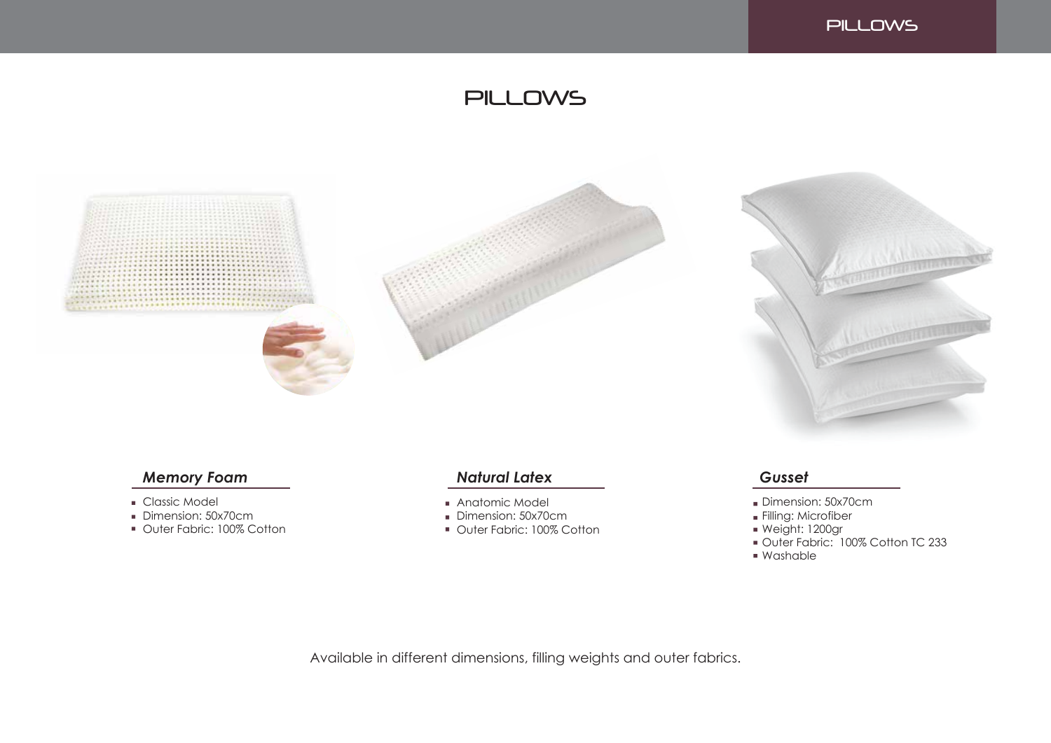# PILLOWS

### *Memory Foam*

- Classic Model
- Dimension: 50x70cm
- Outer Fabric: 100% Cotton

### *Natural Latex*

- Anatomic Model
- Dimension: 50x70cm
- Outer Fabric: 100% Cotton

### *Gusset*

- Dimension: 50x70cm
- Filling: Microfiber
- Weight: 1200gr
- Outer Fabric: 100% Cotton TC 233
- Washable

Available in different dimensions, filling weights and outer fabrics.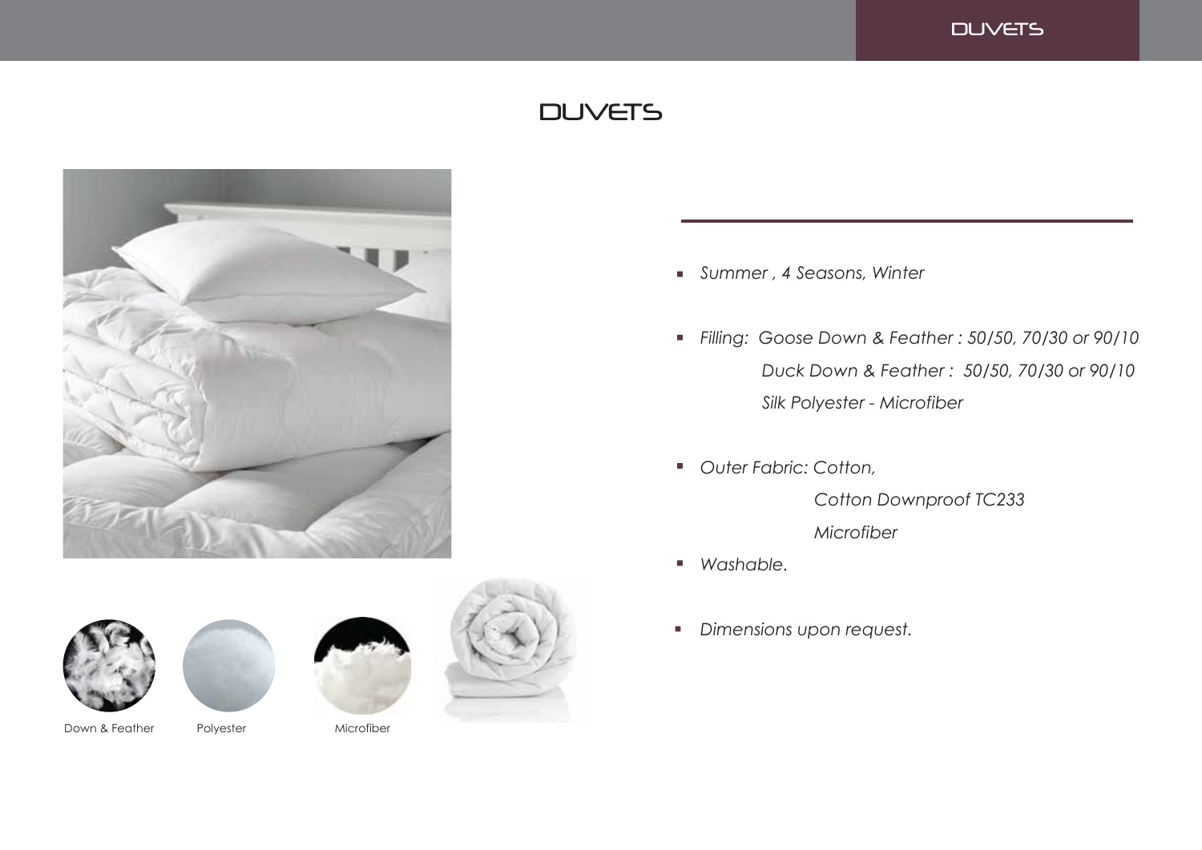# DUVETS

- *Summer , 4 Seasons, Winter*
- *Filling: Goose Down & Feather : 50/50, 70/30 or 90/10*
  *Duck Down & Feather : 50/50, 70/30 or 90/10*
  *Silk Polyester - Microfiber*
- *Outer Fabric: Cotton,*
  *Cotton Downproof TC233*
  *Microfiber*
- *Washable.*
- *Dimensions upon request.*

Down & Feather

Polyester

Microfiber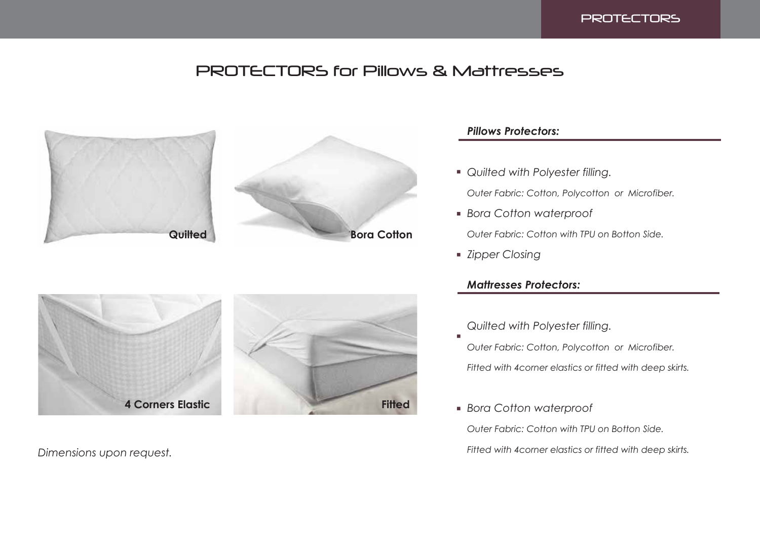# PROTECTORS for Pillows & Mattresses

Quilted

Bora Cotton

4 Corners Elastic

Fitted

*Dimensions upon request.*

***Pillows Protectors:***

- *Quilted with Polyester filling.*

  *Outer Fabric: Cotton, Polycotton or Microfiber.*
- *Bora Cotton waterproof*

  *Outer Fabric: Cotton with TPU on Botton Side.*
- *Zipper Closing*

***Mattresses Protectors:***

- *Quilted with Polyester filling.*

  *Outer Fabric: Cotton, Polycotton or Microfiber.*

  *Fitted with 4corner elastics or fitted with deep skirts.*
- *Bora Cotton waterproof*

  *Outer Fabric: Cotton with TPU on Botton Side.*

  *Fitted with 4corner elastics or fitted with deep skirts.*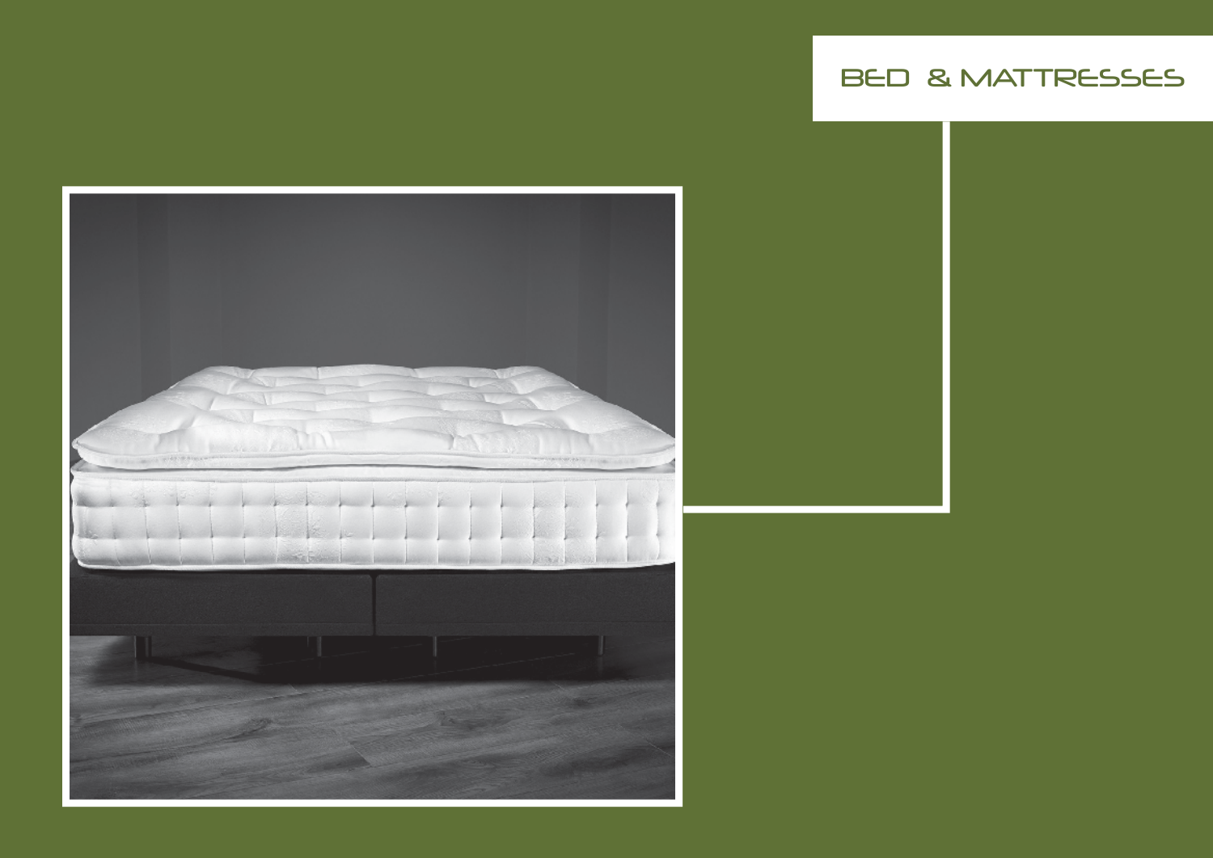# BED & MATTRESSES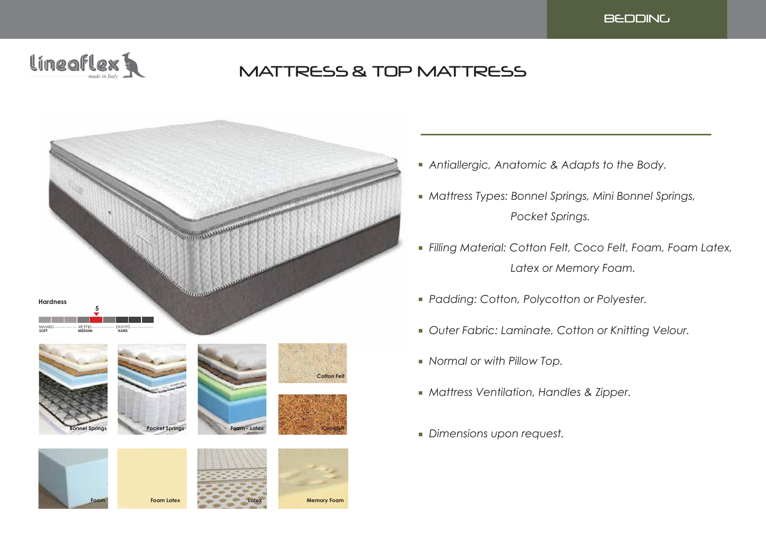BEDDING

Lineaflex made in Italy

# MATTRESS & TOP MATTRESS

Hardness

5

ΜΑΛΑΚΟ SOFT — ΜΕΤΡΙΟ MEDIUM — ΣΚΛΗΡΟ HARD

Bonnel Springs

Pocket Springs

Foam - Latex

Cotton Felt

Cocofelt

Foam

Foam Latex

Latex

Memory Foam

- *Antiallergic, Anatomic & Adapts to the Body.*
- *Mattress Types: Bonnel Springs, Mini Bonnel Springs, Pocket Springs.*
- *Filling Material: Cotton Felt, Coco Felt, Foam, Foam Latex, Latex or Memory Foam.*
- *Padding: Cotton, Polycotton or Polyester.*
- *Outer Fabric: Laminate, Cotton or Knitting Velour.*
- *Normal or with Pillow Top.*
- *Mattress Ventilation, Handles & Zipper.*
- *Dimensions upon request.*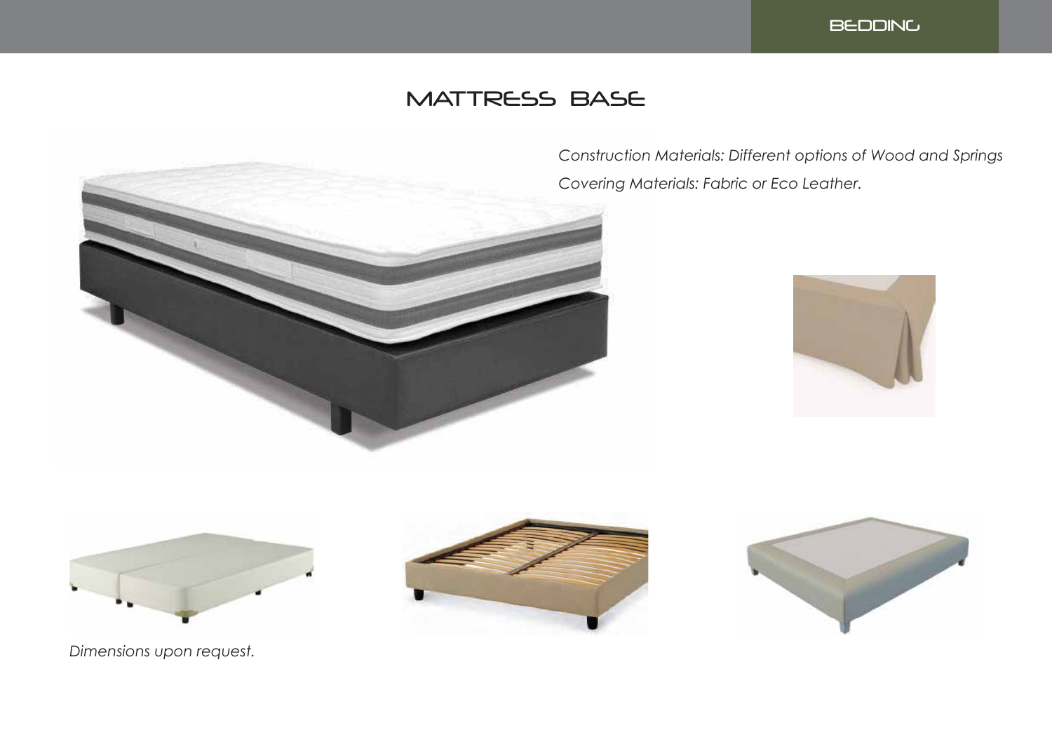# MATTRESS BASE

*Construction Materials: Different options of Wood and Springs*

*Covering Materials: Fabric or Eco Leather.*

*Dimensions upon request.*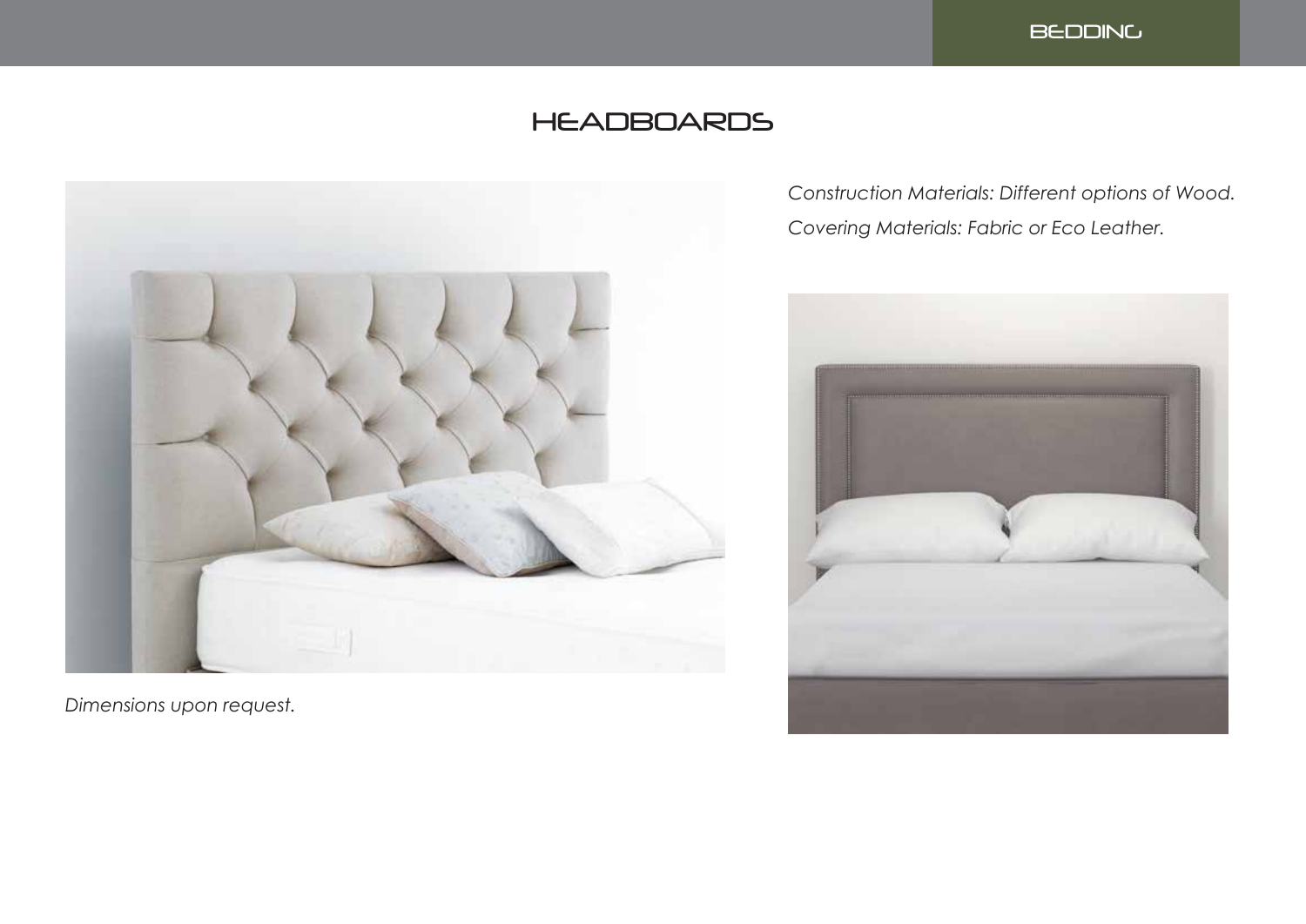# HEADBOARDS

*Construction Materials: Different options of Wood.*

*Covering Materials: Fabric or Eco Leather.*

*Dimensions upon request.*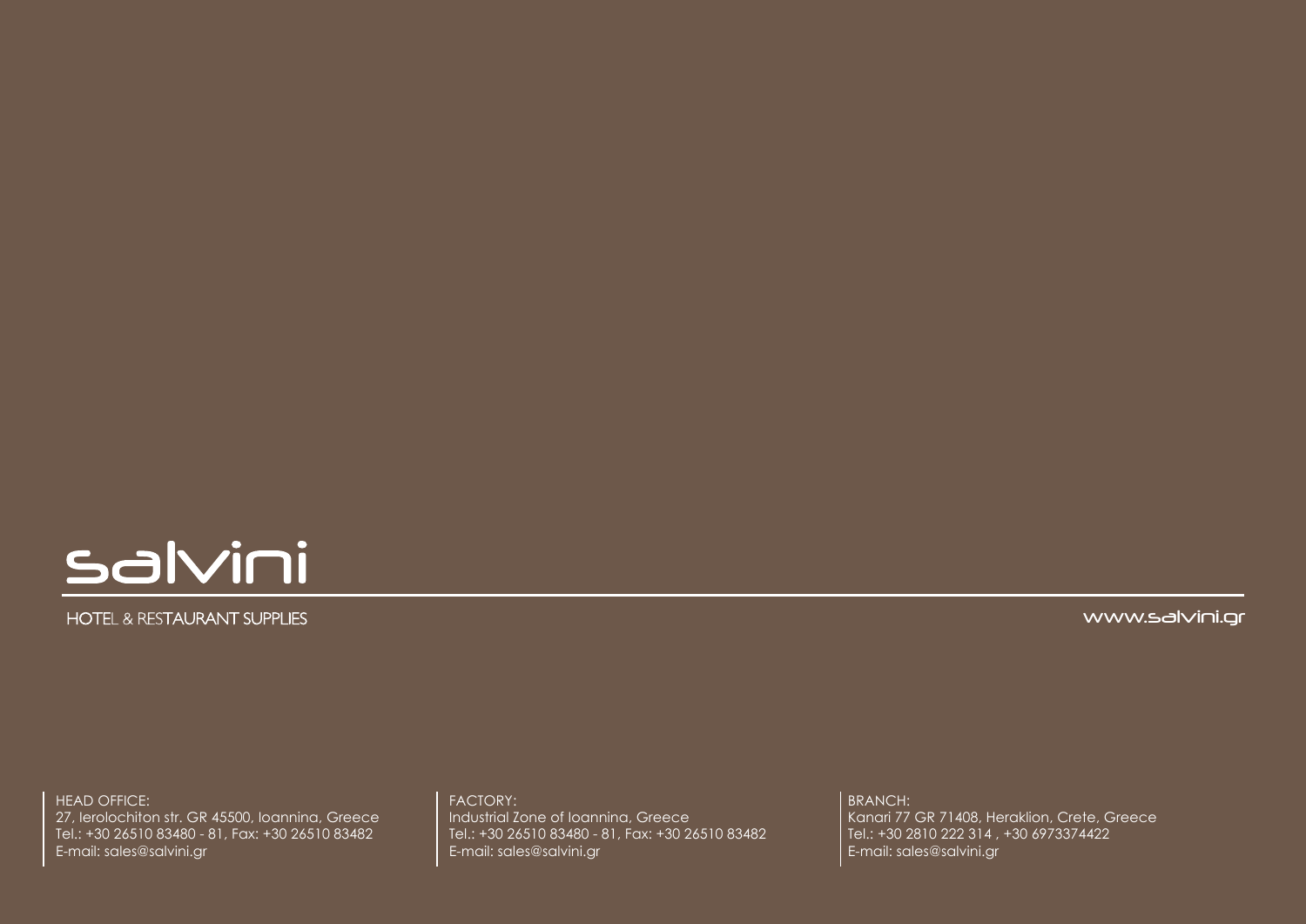# salvini

HOTEL & RESTAURANT SUPPLIES

www.salvini.gr

HEAD OFFICE:
27, Ierolochiton str. GR 45500, Ioannina, Greece
Tel.: +30 26510 83480 - 81, Fax: +30 26510 83482
E-mail: sales@salvini.gr

FACTORY:
Industrial Zone of Ioannina, Greece
Tel.: +30 26510 83480 - 81, Fax: +30 26510 83482
E-mail: sales@salvini.gr

BRANCH:
Kanari 77 GR 71408, Heraklion, Crete, Greece
Tel.: +30 2810 222 314 , +30 6973374422
E-mail: sales@salvini.gr